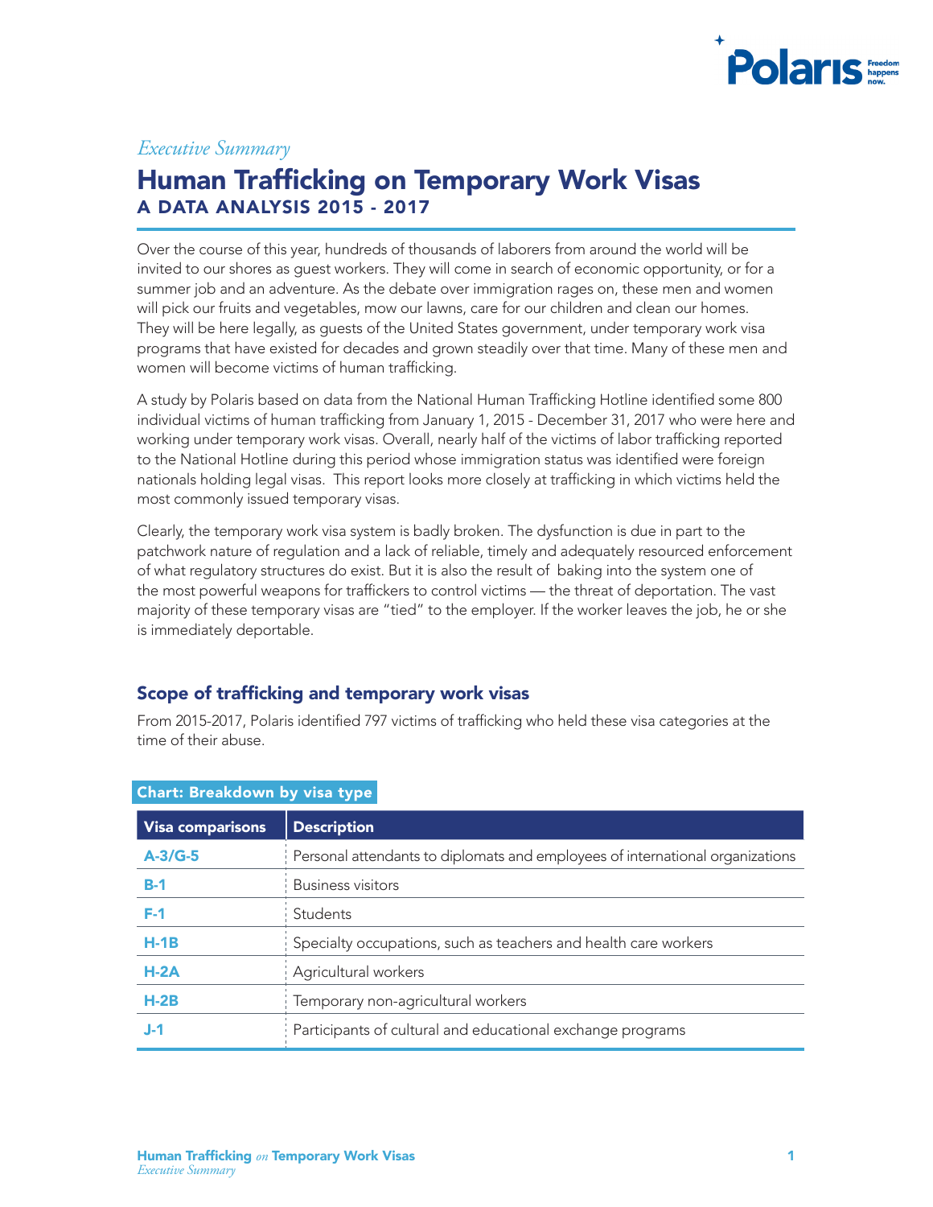*Executive Summary*

# Human Trafficking on Temporary Work Visas

## A DATA ANALYSIS 2015 - 2017

Over the course of this year, hundreds of thousands of laborers from around the world will be invited to our shores as guest workers. They will come in search of economic opportunity, or for a summer job and an adventure. As the debate over immigration rages on, these men and women will pick our fruits and vegetables, mow our lawns, care for our children and clean our homes. They will be here legally, as guests of the United States government, under temporary work visa programs that have existed for decades and grown steadily over that time. Many of these men and women will become victims of human trafficking.

A study by Polaris based on data from the National Human Trafficking Hotline identified some 800 individual victims of human trafficking from January 1, 2015 - December 31, 2017 who were here and working under temporary work visas. Overall, nearly half of the victims of labor trafficking reported to the National Hotline during this period whose immigration status was identified were foreign nationals holding legal visas. This report looks more closely at trafficking in which victims held the most commonly issued temporary visas.

Clearly, the temporary work visa system is badly broken. The dysfunction is due in part to the patchwork nature of regulation and a lack of reliable, timely and adequately resourced enforcement of what regulatory structures do exist. But it is also the result of baking into the system one of the most powerful weapons for traffickers to control victims — the threat of deportation. The vast majority of these temporary visas are "tied" to the employer. If the worker leaves the job, he or she is immediately deportable.

### Scope of trafficking and temporary work visas

From 2015-2017, Polaris identified 797 victims of trafficking who held these visa categories at the time of their abuse.

**Chart: Breakdown by visa type**

| Visa comparisons | Description |
|---|---|
| A-3/G-5 | Personal attendants to diplomats and employees of international organizations |
| B-1 | Business visitors |
| F-1 | Students |
| H-1B | Specialty occupations, such as teachers and health care workers |
| H-2A | Agricultural workers |
| H-2B | Temporary non-agricultural workers |
| J-1 | Participants of cultural and educational exchange programs |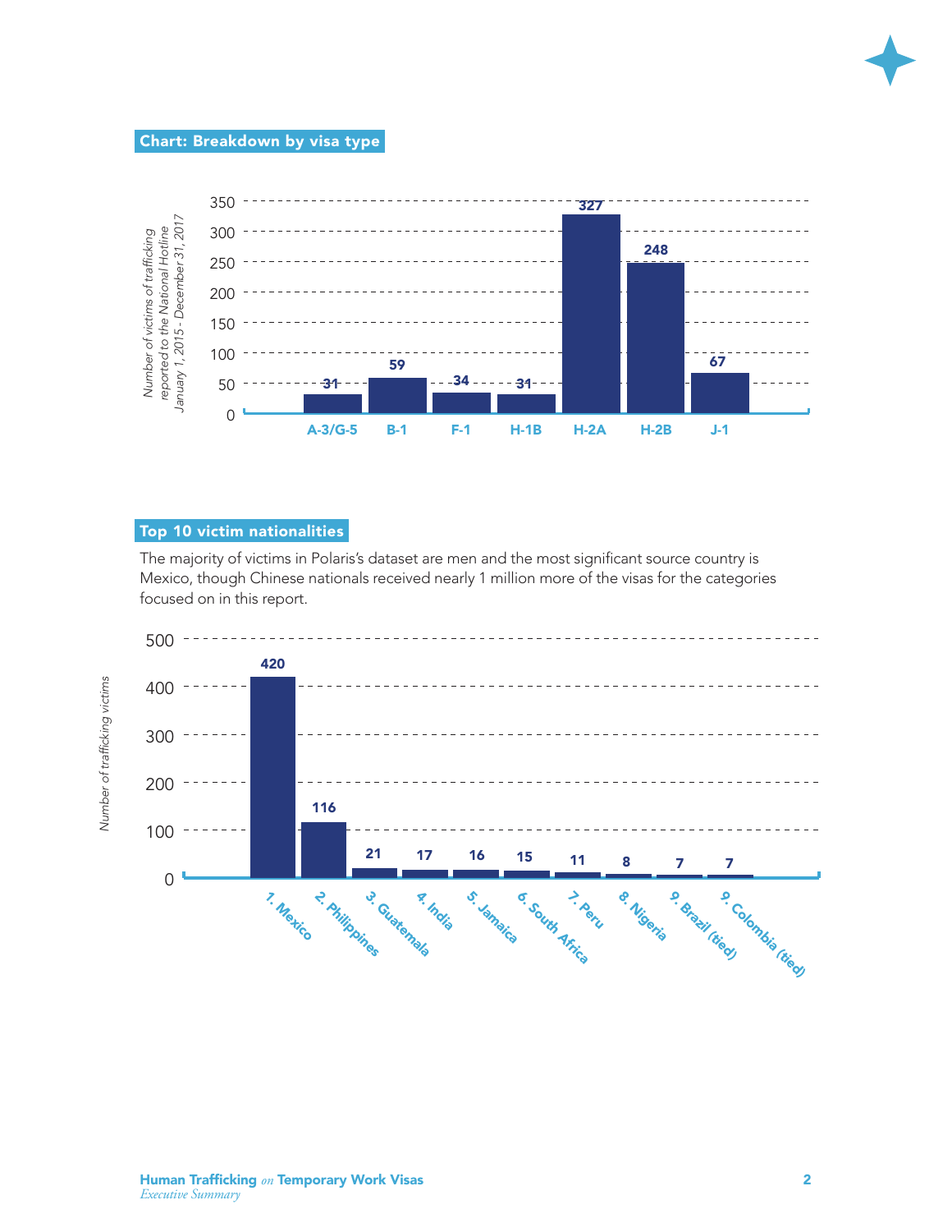## Chart: Breakdown by visa type

*Number of victims of trafficking reported to the National Hotline January 1, 2015 - December 31, 2017*

| Visa type | Number of victims |
| --- | --- |
| A-3/G-5 | 31 |
| B-1 | 59 |
| F-1 | 34 |
| H-1B | 31 |
| H-2A | 327 |
| H-2B | 248 |
| J-1 | 67 |

## Top 10 victim nationalities

The majority of victims in Polaris's dataset are men and the most significant source country is Mexico, though Chinese nationals received nearly 1 million more of the visas for the categories focused on in this report.

*Number of trafficking victims*

| Nationality | Number of trafficking victims |
| --- | --- |
| 1. Mexico | 420 |
| 2. Philippines | 116 |
| 3. Guatemala | 21 |
| 4. India | 17 |
| 5. Jamaica | 16 |
| 6. South Africa | 15 |
| 7. Peru | 11 |
| 8. Nigeria | 8 |
| 9. Brazil (tied) | 7 |
| 9. Colombia (tied) | 7 |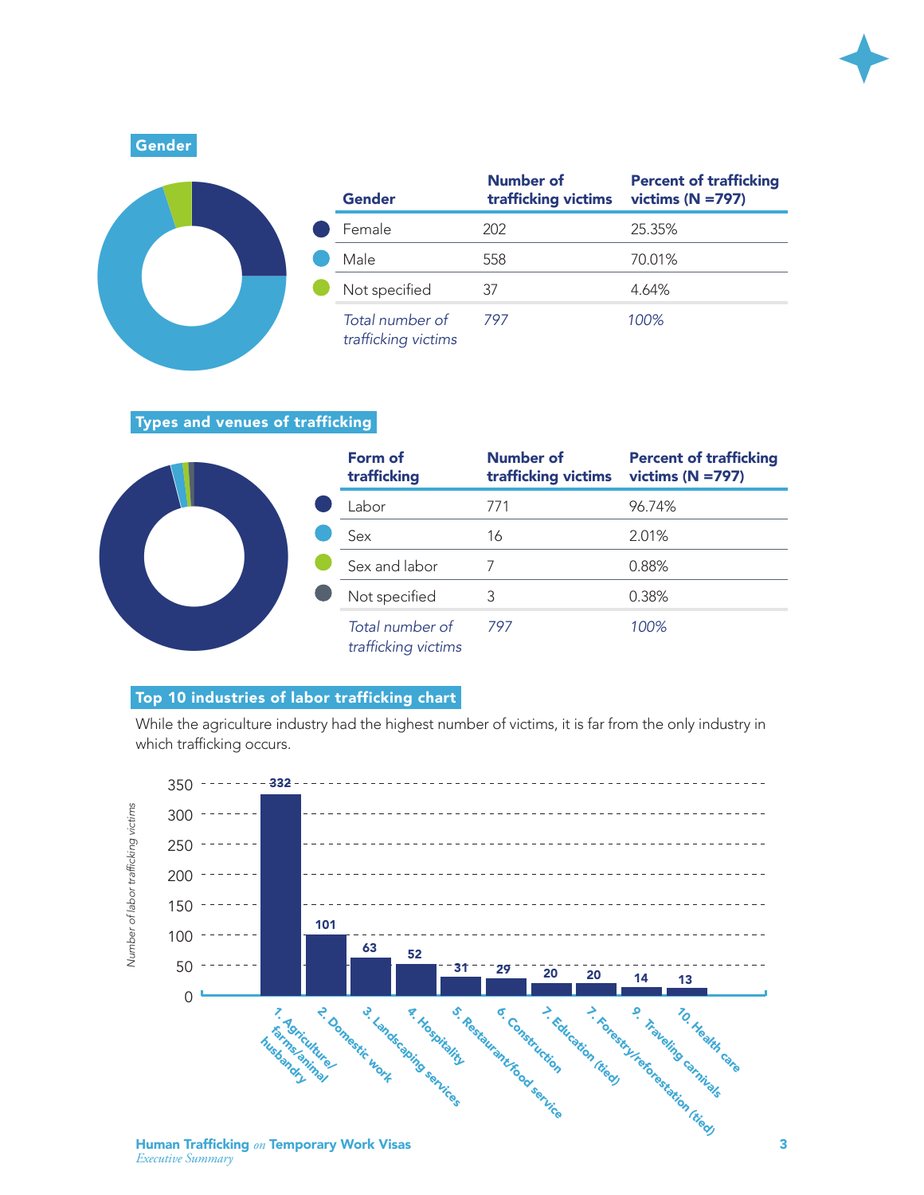## Gender

| Gender | Number of trafficking victims | Percent of trafficking victims (N =797) |
|---|---|---|
| Female | 202 | 25.35% |
| Male | 558 | 70.01% |
| Not specified | 37 | 4.64% |
| *Total number of trafficking victims* | *797* | *100%* |

## Types and venues of trafficking

| Form of trafficking | Number of trafficking victims | Percent of trafficking victims (N =797) |
|---|---|---|
| Labor | 771 | 96.74% |
| Sex | 16 | 2.01% |
| Sex and labor | 7 | 0.88% |
| Not specified | 3 | 0.38% |
| *Total number of trafficking victims* | *797* | *100%* |

## Top 10 industries of labor trafficking chart

While the agriculture industry had the highest number of victims, it is far from the only industry in which trafficking occurs.

| Industry | Number of labor trafficking victims |
|---|---|
| 1. Agriculture/farms/animal husbandry | 332 |
| 2. Domestic work | 101 |
| 3. Landscaping services | 63 |
| 4. Hospitality | 52 |
| 5. Restaurant/food service | 31 |
| 6. Construction | 29 |
| 7. Education (tied) | 20 |
| 7. Forestry/reforestation (tied) | 20 |
| 9. Traveling carnivals | 14 |
| 10. Health care | 13 |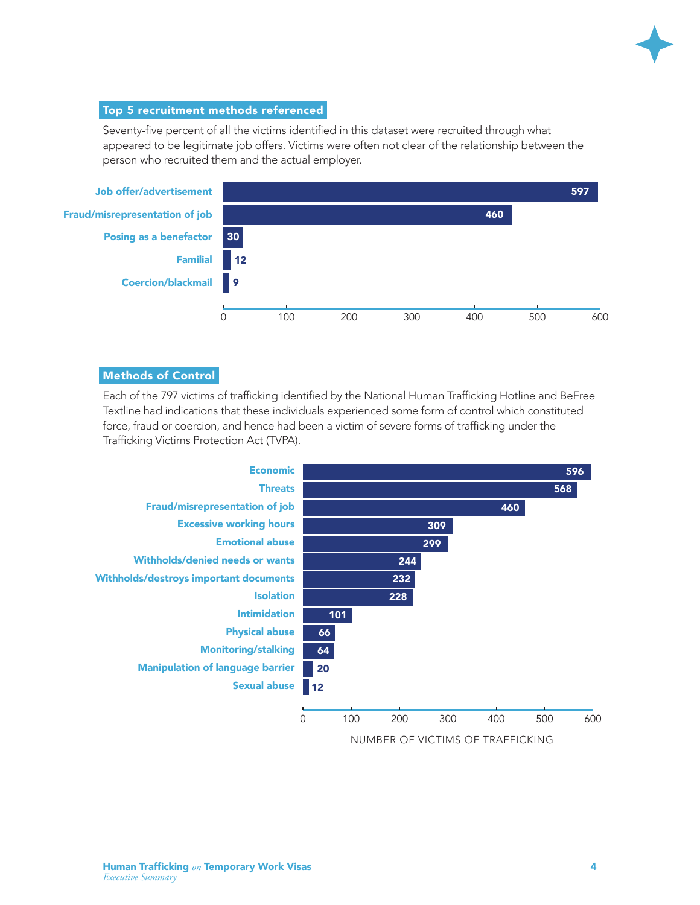## Top 5 recruitment methods referenced

Seventy-five percent of all the victims identified in this dataset were recruited through what appeared to be legitimate job offers. Victims were often not clear of the relationship between the person who recruited them and the actual employer.

| Recruitment method | Number |
|---|---|
| Job offer/advertisement | 597 |
| Fraud/misrepresentation of job | 460 |
| Posing as a benefactor | 30 |
| Familial | 12 |
| Coercion/blackmail | 9 |

## Methods of Control

Each of the 797 victims of trafficking identified by the National Human Trafficking Hotline and BeFree Textline had indications that these individuals experienced some form of control which constituted force, fraud or coercion, and hence had been a victim of severe forms of trafficking under the Trafficking Victims Protection Act (TVPA).

| Method of control | Number of victims of trafficking |
|---|---|
| Economic | 596 |
| Threats | 568 |
| Fraud/misrepresentation of job | 460 |
| Excessive working hours | 309 |
| Emotional abuse | 299 |
| Withholds/denied needs or wants | 244 |
| Withholds/destroys important documents | 232 |
| Isolation | 228 |
| Intimidation | 101 |
| Physical abuse | 66 |
| Monitoring/stalking | 64 |
| Manipulation of language barrier | 20 |
| Sexual abuse | 12 |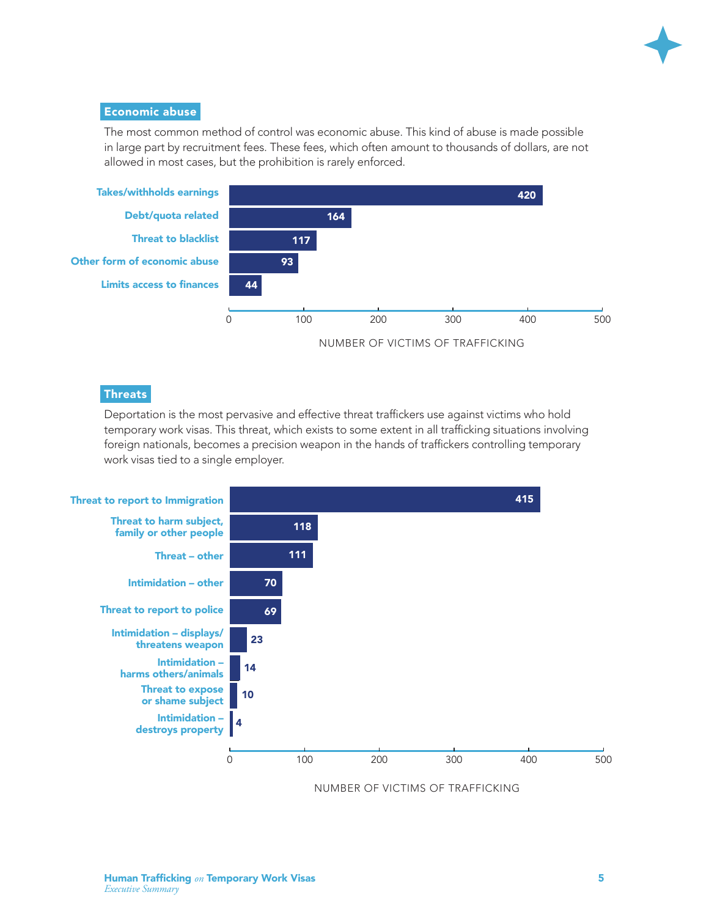## Economic abuse

The most common method of control was economic abuse. This kind of abuse is made possible in large part by recruitment fees. These fees, which often amount to thousands of dollars, are not allowed in most cases, but the prohibition is rarely enforced.

| Economic abuse | Number of victims of trafficking |
|---|---|
| Takes/withholds earnings | 420 |
| Debt/quota related | 164 |
| Threat to blacklist | 117 |
| Other form of economic abuse | 93 |
| Limits access to finances | 44 |

## Threats

Deportation is the most pervasive and effective threat traffickers use against victims who hold temporary work visas. This threat, which exists to some extent in all trafficking situations involving foreign nationals, becomes a precision weapon in the hands of traffickers controlling temporary work visas tied to a single employer.

| Threats | Number of victims of trafficking |
|---|---|
| Threat to report to Immigration | 415 |
| Threat to harm subject, family or other people | 118 |
| Threat – other | 111 |
| Intimidation – other | 70 |
| Threat to report to police | 69 |
| Intimidation – displays/threatens weapon | 23 |
| Intimidation – harms others/animals | 14 |
| Threat to expose or shame subject | 10 |
| Intimidation – destroys property | 4 |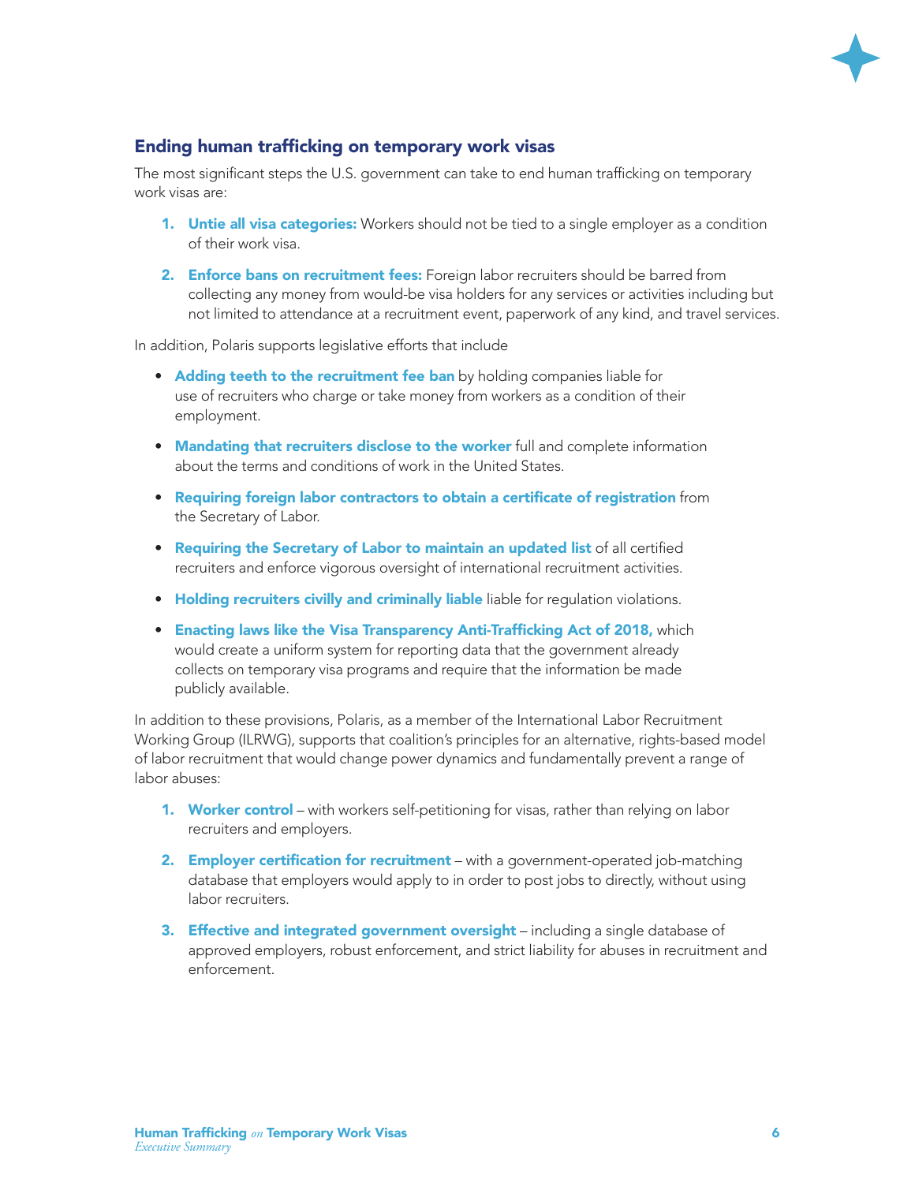## Ending human trafficking on temporary work visas

The most significant steps the U.S. government can take to end human trafficking on temporary work visas are:

1. **Untie all visa categories:** Workers should not be tied to a single employer as a condition of their work visa.
2. **Enforce bans on recruitment fees:** Foreign labor recruiters should be barred from collecting any money from would-be visa holders for any services or activities including but not limited to attendance at a recruitment event, paperwork of any kind, and travel services.

In addition, Polaris supports legislative efforts that include

- **Adding teeth to the recruitment fee ban** by holding companies liable for use of recruiters who charge or take money from workers as a condition of their employment.
- **Mandating that recruiters disclose to the worker** full and complete information about the terms and conditions of work in the United States.
- **Requiring foreign labor contractors to obtain a certificate of registration** from the Secretary of Labor.
- **Requiring the Secretary of Labor to maintain an updated list** of all certified recruiters and enforce vigorous oversight of international recruitment activities.
- **Holding recruiters civilly and criminally liable** liable for regulation violations.
- **Enacting laws like the Visa Transparency Anti-Trafficking Act of 2018,** which would create a uniform system for reporting data that the government already collects on temporary visa programs and require that the information be made publicly available.

In addition to these provisions, Polaris, as a member of the International Labor Recruitment Working Group (ILRWG), supports that coalition's principles for an alternative, rights-based model of labor recruitment that would change power dynamics and fundamentally prevent a range of labor abuses:

1. **Worker control** – with workers self-petitioning for visas, rather than relying on labor recruiters and employers.
2. **Employer certification for recruitment** – with a government-operated job-matching database that employers would apply to in order to post jobs to directly, without using labor recruiters.
3. **Effective and integrated government oversight** – including a single database of approved employers, robust enforcement, and strict liability for abuses in recruitment and enforcement.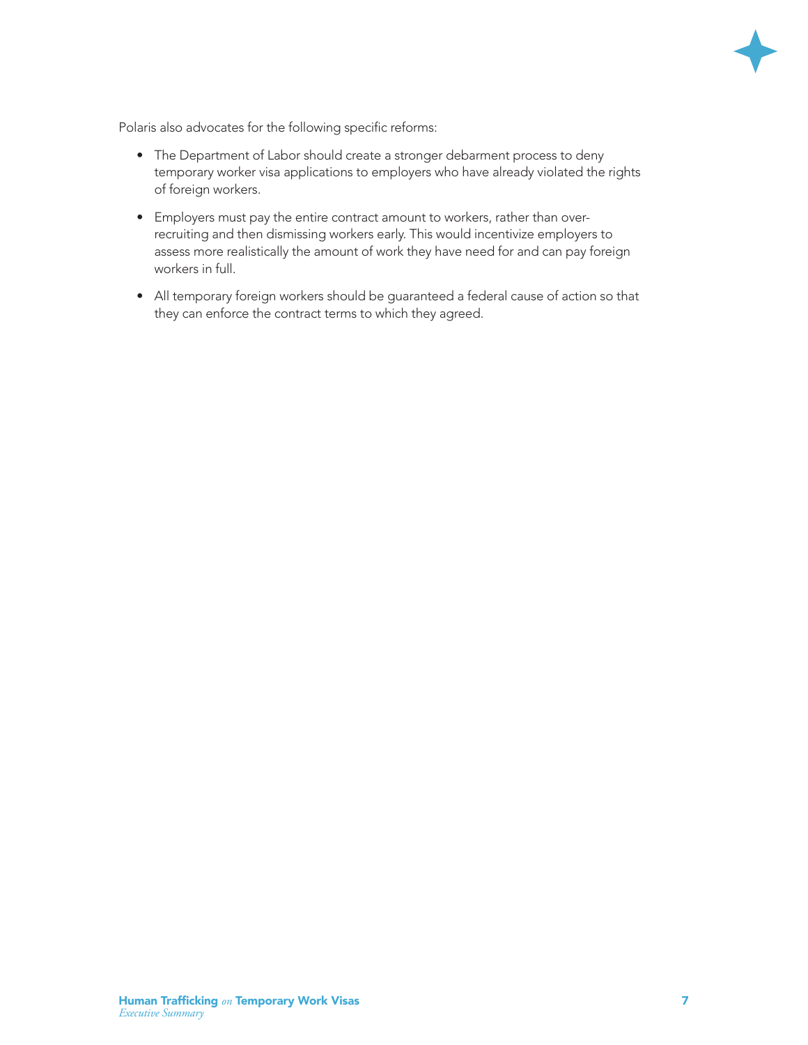Polaris also advocates for the following specific reforms:

- The Department of Labor should create a stronger debarment process to deny temporary worker visa applications to employers who have already violated the rights of foreign workers.
- Employers must pay the entire contract amount to workers, rather than over-recruiting and then dismissing workers early. This would incentivize employers to assess more realistically the amount of work they have need for and can pay foreign workers in full.
- All temporary foreign workers should be guaranteed a federal cause of action so that they can enforce the contract terms to which they agreed.